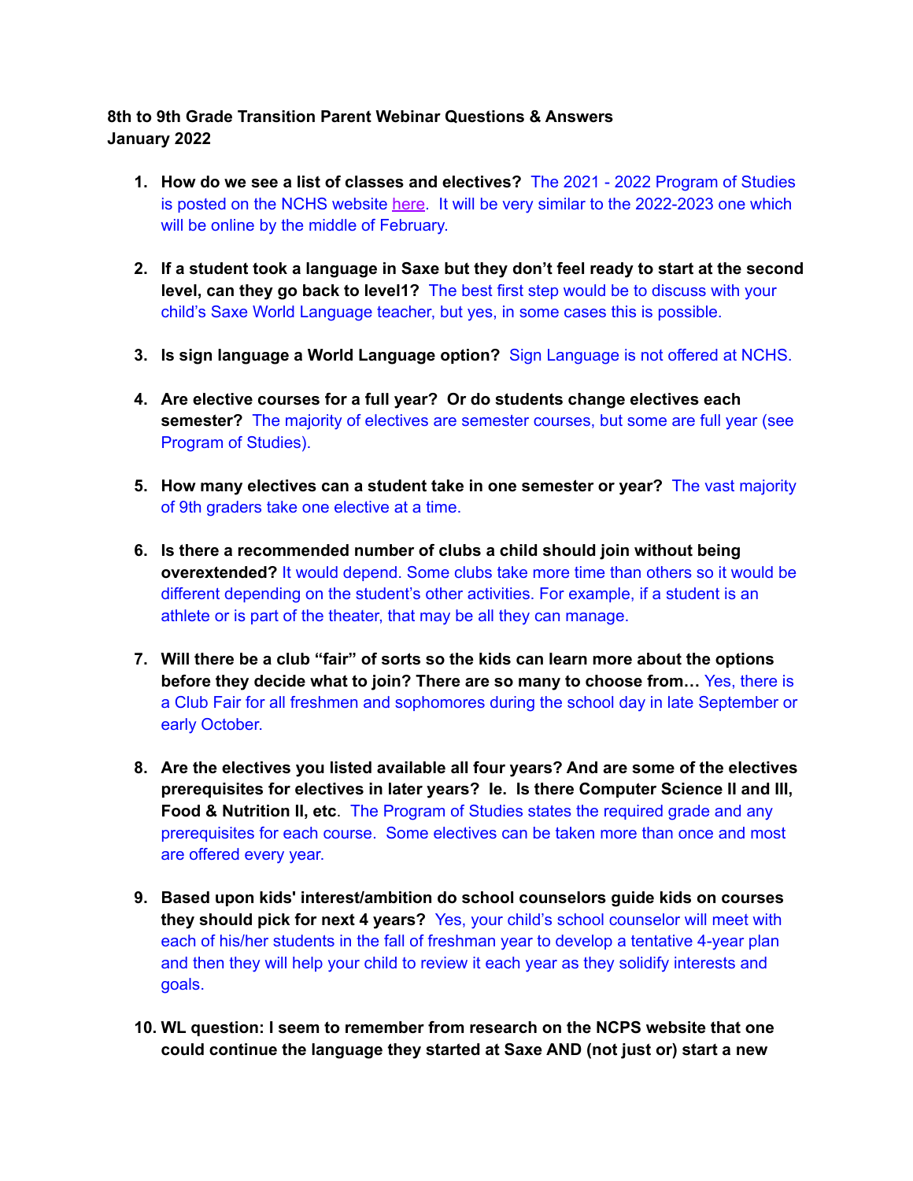**8th to 9th Grade Transition Parent Webinar Questions & Answers**
**January 2022**

1. **How do we see a list of classes and electives?** The 2021 - 2022 Program of Studies is posted on the NCHS website here. It will be very similar to the 2022-2023 one which will be online by the middle of February.

2. **If a student took a language in Saxe but they don't feel ready to start at the second level, can they go back to level1?** The best first step would be to discuss with your child's Saxe World Language teacher, but yes, in some cases this is possible.

3. **Is sign language a World Language option?** Sign Language is not offered at NCHS.

4. **Are elective courses for a full year? Or do students change electives each semester?** The majority of electives are semester courses, but some are full year (see Program of Studies).

5. **How many electives can a student take in one semester or year?** The vast majority of 9th graders take one elective at a time.

6. **Is there a recommended number of clubs a child should join without being overextended?** It would depend. Some clubs take more time than others so it would be different depending on the student's other activities. For example, if a student is an athlete or is part of the theater, that may be all they can manage.

7. **Will there be a club "fair" of sorts so the kids can learn more about the options before they decide what to join? There are so many to choose from…** Yes, there is a Club Fair for all freshmen and sophomores during the school day in late September or early October.

8. **Are the electives you listed available all four years? And are some of the electives prerequisites for electives in later years? Ie. Is there Computer Science II and III, Food & Nutrition II, etc**. The Program of Studies states the required grade and any prerequisites for each course. Some electives can be taken more than once and most are offered every year.

9. **Based upon kids' interest/ambition do school counselors guide kids on courses they should pick for next 4 years?** Yes, your child's school counselor will meet with each of his/her students in the fall of freshman year to develop a tentative 4-year plan and then they will help your child to review it each year as they solidify interests and goals.

10. **WL question: I seem to remember from research on the NCPS website that one could continue the language they started at Saxe AND (not just or) start a new**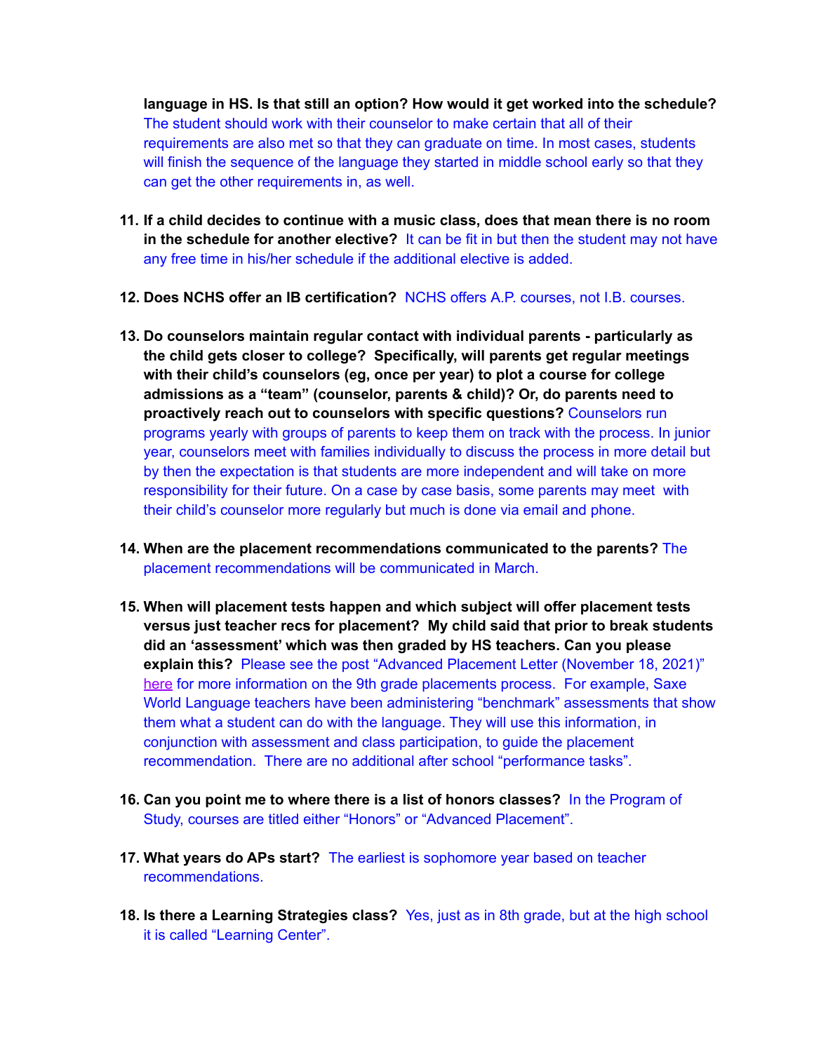**language in HS. Is that still an option? How would it get worked into the schedule?** The student should work with their counselor to make certain that all of their requirements are also met so that they can graduate on time. In most cases, students will finish the sequence of the language they started in middle school early so that they can get the other requirements in, as well.

11. **If a child decides to continue with a music class, does that mean there is no room in the schedule for another elective?** It can be fit in but then the student may not have any free time in his/her schedule if the additional elective is added.

12. **Does NCHS offer an IB certification?** NCHS offers A.P. courses, not I.B. courses.

13. **Do counselors maintain regular contact with individual parents - particularly as the child gets closer to college? Specifically, will parents get regular meetings with their child's counselors (eg, once per year) to plot a course for college admissions as a "team" (counselor, parents & child)? Or, do parents need to proactively reach out to counselors with specific questions?** Counselors run programs yearly with groups of parents to keep them on track with the process. In junior year, counselors meet with families individually to discuss the process in more detail but by then the expectation is that students are more independent and will take on more responsibility for their future. On a case by case basis, some parents may meet with their child's counselor more regularly but much is done via email and phone.

14. **When are the placement recommendations communicated to the parents?** The placement recommendations will be communicated in March.

15. **When will placement tests happen and which subject will offer placement tests versus just teacher recs for placement? My child said that prior to break students did an 'assessment' which was then graded by HS teachers. Can you please explain this?** Please see the post "Advanced Placement Letter (November 18, 2021)" here for more information on the 9th grade placements process. For example, Saxe World Language teachers have been administering "benchmark" assessments that show them what a student can do with the language. They will use this information, in conjunction with assessment and class participation, to guide the placement recommendation. There are no additional after school "performance tasks".

16. **Can you point me to where there is a list of honors classes?** In the Program of Study, courses are titled either "Honors" or "Advanced Placement".

17. **What years do APs start?** The earliest is sophomore year based on teacher recommendations.

18. **Is there a Learning Strategies class?** Yes, just as in 8th grade, but at the high school it is called "Learning Center".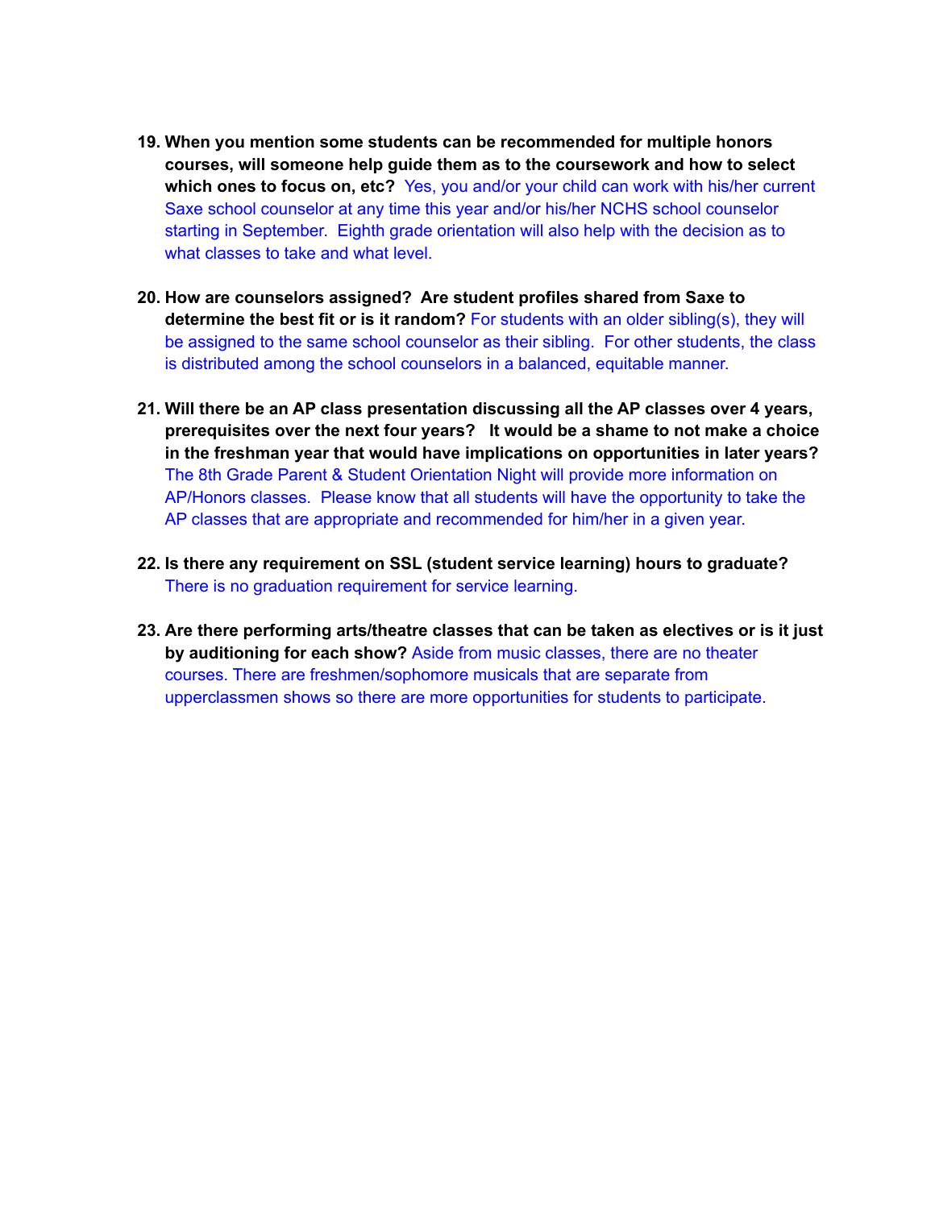19. **When you mention some students can be recommended for multiple honors courses, will someone help guide them as to the coursework and how to select which ones to focus on, etc?** Yes, you and/or your child can work with his/her current Saxe school counselor at any time this year and/or his/her NCHS school counselor starting in September. Eighth grade orientation will also help with the decision as to what classes to take and what level.

20. **How are counselors assigned? Are student profiles shared from Saxe to determine the best fit or is it random?** For students with an older sibling(s), they will be assigned to the same school counselor as their sibling. For other students, the class is distributed among the school counselors in a balanced, equitable manner.

21. **Will there be an AP class presentation discussing all the AP classes over 4 years, prerequisites over the next four years? It would be a shame to not make a choice in the freshman year that would have implications on opportunities in later years?** The 8th Grade Parent & Student Orientation Night will provide more information on AP/Honors classes. Please know that all students will have the opportunity to take the AP classes that are appropriate and recommended for him/her in a given year.

22. **Is there any requirement on SSL (student service learning) hours to graduate?** There is no graduation requirement for service learning.

23. **Are there performing arts/theatre classes that can be taken as electives or is it just by auditioning for each show?** Aside from music classes, there are no theater courses. There are freshmen/sophomore musicals that are separate from upperclassmen shows so there are more opportunities for students to participate.